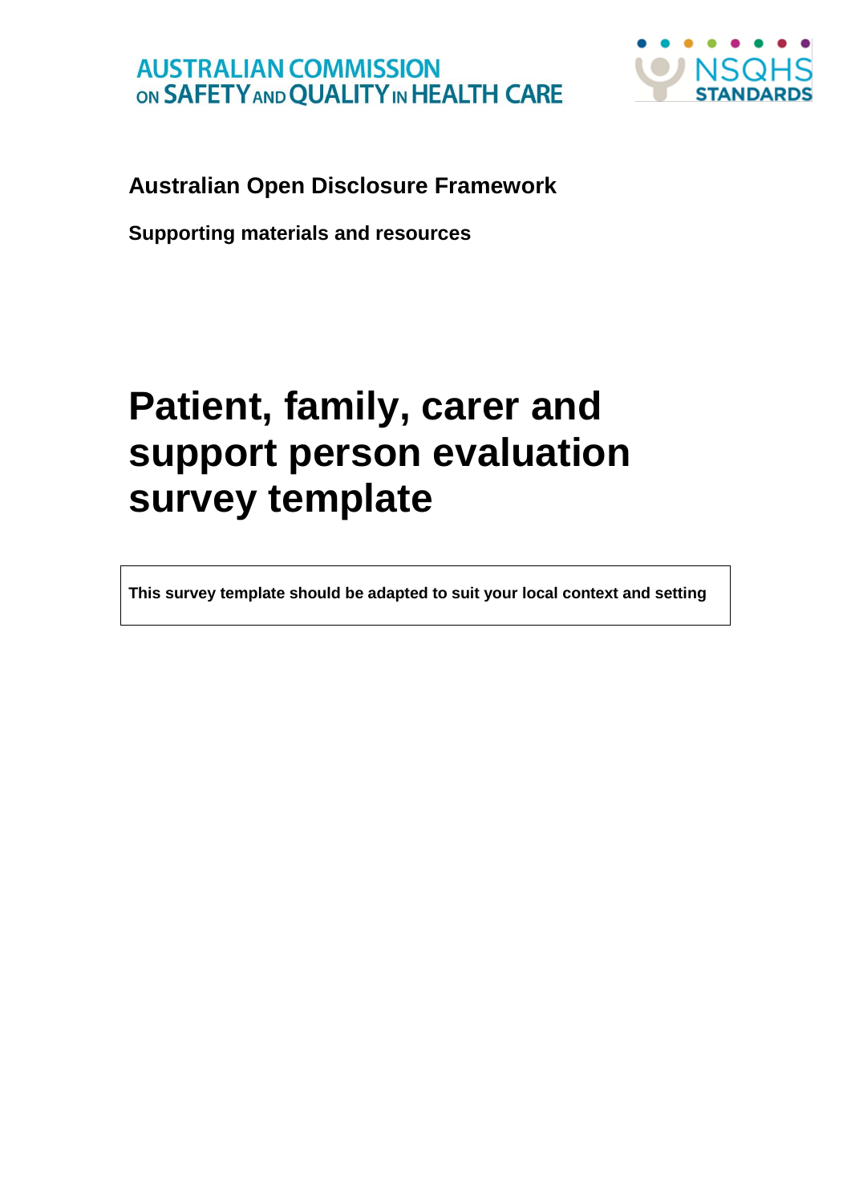AUSTRALIAN COMMISSION ON SAFETY AND QUALITY IN HEALTH CARE

NSQHS STANDARDS

**Australian Open Disclosure Framework**

**Supporting materials and resources**

# Patient, family, carer and support person evaluation survey template

**This survey template should be adapted to suit your local context and setting**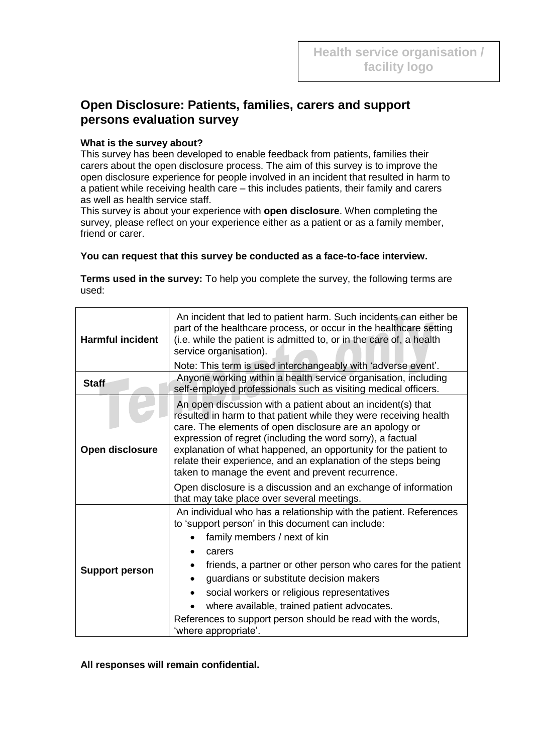Health service organisation / facility logo

## Open Disclosure: Patients, families, carers and support persons evaluation survey

**What is the survey about?**
This survey has been developed to enable feedback from patients, families their carers about the open disclosure process. The aim of this survey is to improve the open disclosure experience for people involved in an incident that resulted in harm to a patient while receiving health care – this includes patients, their family and carers as well as health service staff.
This survey is about your experience with **open disclosure**. When completing the survey, please reflect on your experience either as a patient or as a family member, friend or carer.

**You can request that this survey be conducted as a face-to-face interview.**

**Terms used in the survey:** To help you complete the survey, the following terms are used:

| | |
|---|---|
| **Harmful incident** | An incident that led to patient harm. Such incidents can either be part of the healthcare process, or occur in the healthcare setting (i.e. while the patient is admitted to, or in the care of, a health service organisation).<br>Note: This term is used interchangeably with 'adverse event'. |
| **Staff** | Anyone working within a health service organisation, including self-employed professionals such as visiting medical officers. |
| **Open disclosure** | An open discussion with a patient about an incident(s) that resulted in harm to that patient while they were receiving health care. The elements of open disclosure are an apology or expression of regret (including the word sorry), a factual explanation of what happened, an opportunity for the patient to relate their experience, and an explanation of the steps being taken to manage the event and prevent recurrence.<br>Open disclosure is a discussion and an exchange of information that may take place over several meetings. |
| **Support person** | An individual who has a relationship with the patient. References to 'support person' in this document can include:<br>• family members / next of kin<br>• carers<br>• friends, a partner or other person who cares for the patient<br>• guardians or substitute decision makers<br>• social workers or religious representatives<br>• where available, trained patient advocates.<br>References to support person should be read with the words, 'where appropriate'. |

**All responses will remain confidential.**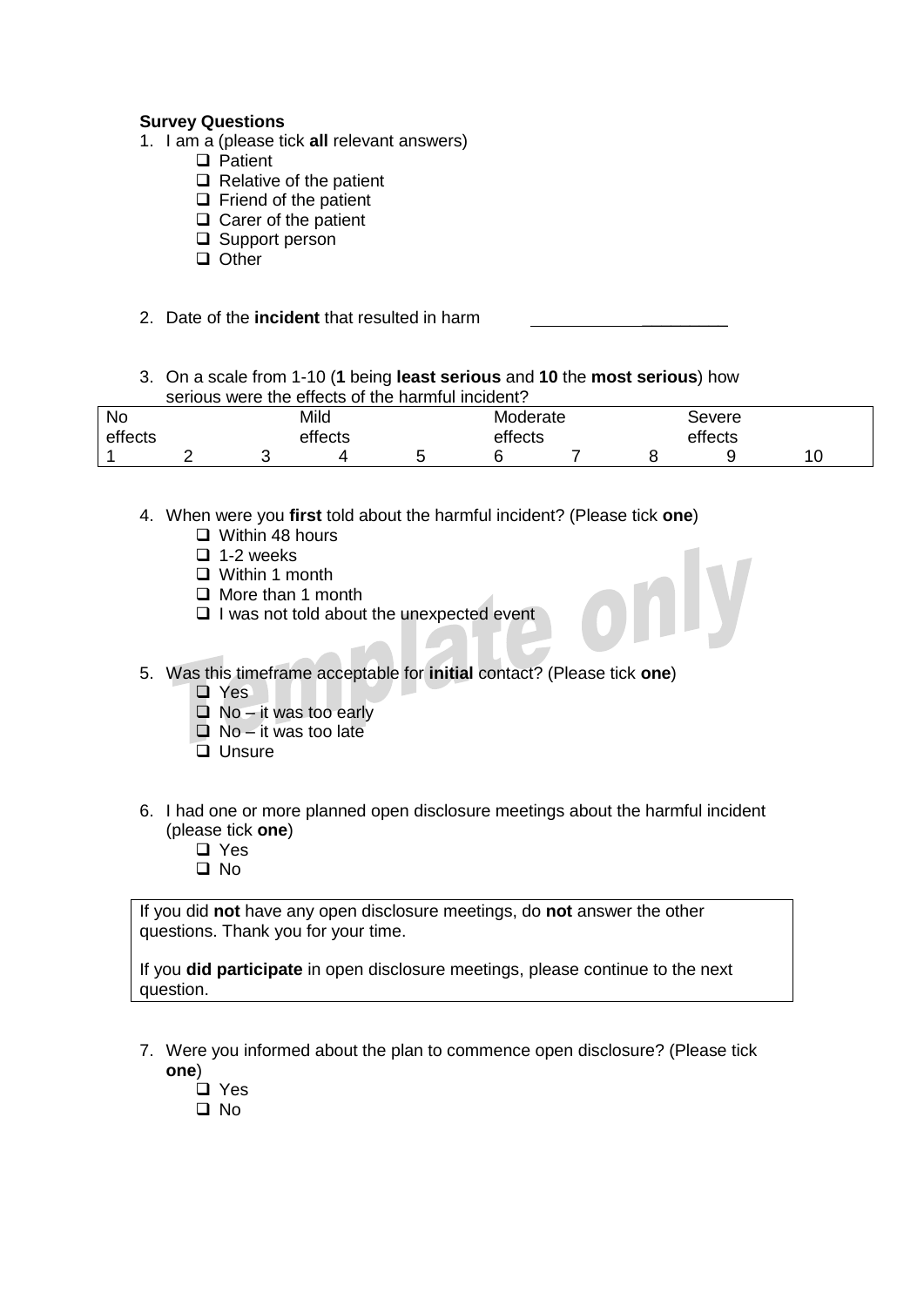**Survey Questions**

1. I am a (please tick **all** relevant answers)
   - ❑ Patient
   - ❑ Relative of the patient
   - ❑ Friend of the patient
   - ❑ Carer of the patient
   - ❑ Support person
   - ❑ Other

2. Date of the **incident** that resulted in harm \_\_\_\_\_\_\_\_\_\_\_\_\_\_\_\_\_\_\_\_\_\_

3. On a scale from 1-10 (**1** being **least serious** and **10** the **most serious**) how serious were the effects of the harmful incident?

| No effects | | | Mild effects | | Moderate effects | | | Severe effects | |
|---|---|---|---|---|---|---|---|---|---|
| 1 | 2 | 3 | 4 | 5 | 6 | 7 | 8 | 9 | 10 |

4. When were you **first** told about the harmful incident? (Please tick **one**)
   - ❑ Within 48 hours
   - ❑ 1-2 weeks
   - ❑ Within 1 month
   - ❑ More than 1 month
   - ❑ I was not told about the unexpected event

5. Was this timeframe acceptable for **initial** contact? (Please tick **one**)
   - ❑ Yes
   - ❑ No – it was too early
   - ❑ No – it was too late
   - ❑ Unsure

6. I had one or more planned open disclosure meetings about the harmful incident (please tick **one**)
   - ❑ Yes
   - ❑ No

> If you did **not** have any open disclosure meetings, do **not** answer the other questions. Thank you for your time.
>
> If you **did participate** in open disclosure meetings, please continue to the next question.

7. Were you informed about the plan to commence open disclosure? (Please tick **one**)
   - ❑ Yes
   - ❑ No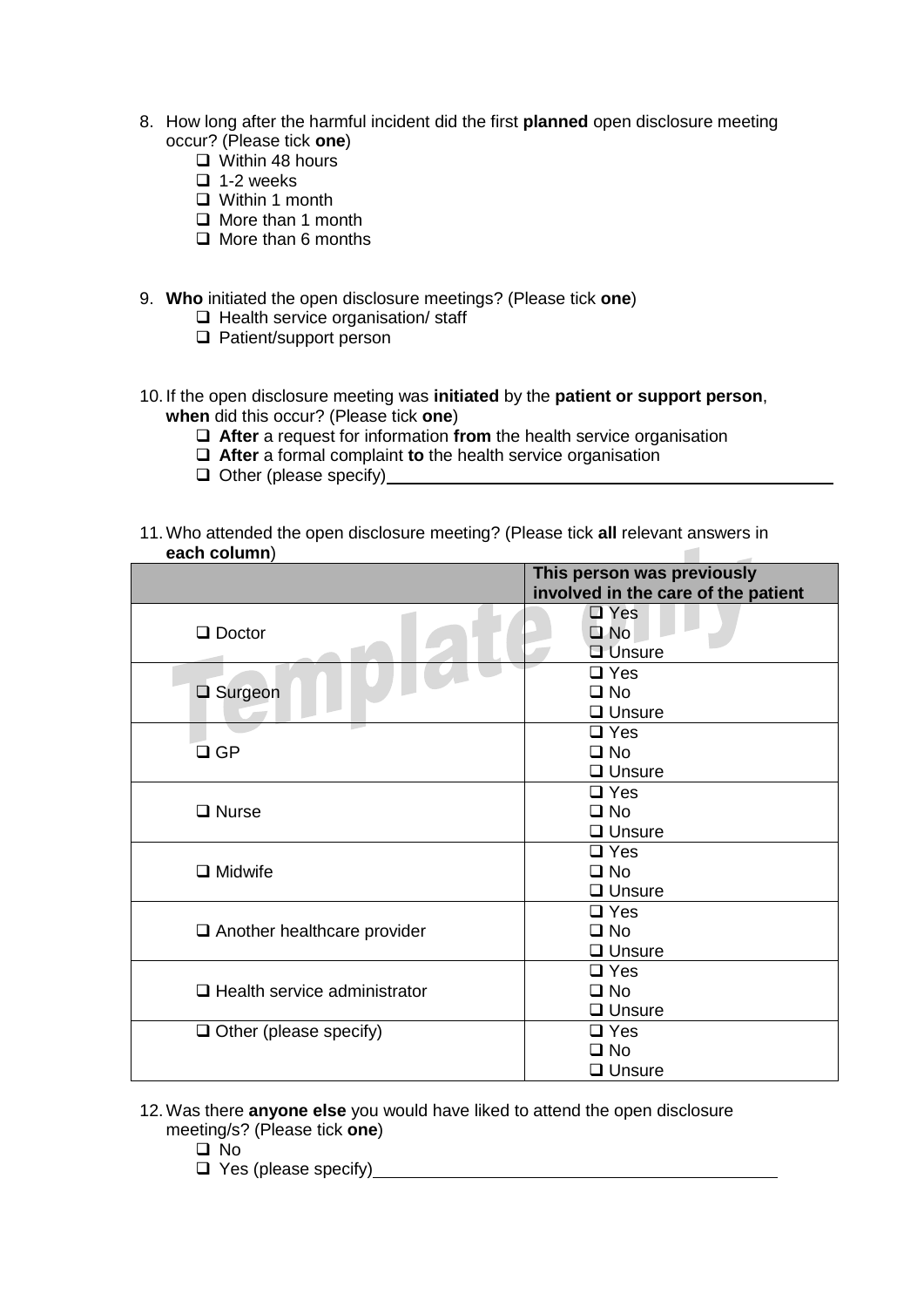8. How long after the harmful incident did the first **planned** open disclosure meeting occur? (Please tick **one**)
   - ❑ Within 48 hours
   - ❑ 1-2 weeks
   - ❑ Within 1 month
   - ❑ More than 1 month
   - ❑ More than 6 months

9. **Who** initiated the open disclosure meetings? (Please tick **one**)
   - ❑ Health service organisation/ staff
   - ❑ Patient/support person

10. If the open disclosure meeting was **initiated** by the **patient or support person**, **when** did this occur? (Please tick **one**)
    - ❑ **After** a request for information **from** the health service organisation
    - ❑ **After** a formal complaint **to** the health service organisation
    - ❑ Other (please specify)\_\_\_\_\_\_\_\_\_\_\_\_\_\_\_\_\_\_\_\_\_\_\_\_\_\_\_\_\_\_\_\_\_\_\_\_\_\_\_\_

11. Who attended the open disclosure meeting? (Please tick **all** relevant answers in **each column**)

| | **This person was previously involved in the care of the patient** |
|---|---|
| ❑ Doctor | ❑ Yes<br>❑ No<br>❑ Unsure |
| ❑ Surgeon | ❑ Yes<br>❑ No<br>❑ Unsure |
| ❑ GP | ❑ Yes<br>❑ No<br>❑ Unsure |
| ❑ Nurse | ❑ Yes<br>❑ No<br>❑ Unsure |
| ❑ Midwife | ❑ Yes<br>❑ No<br>❑ Unsure |
| ❑ Another healthcare provider | ❑ Yes<br>❑ No<br>❑ Unsure |
| ❑ Health service administrator | ❑ Yes<br>❑ No<br>❑ Unsure |
| ❑ Other (please specify) | ❑ Yes<br>❑ No<br>❑ Unsure |

12. Was there **anyone else** you would have liked to attend the open disclosure meeting/s? (Please tick **one**)
    - ❑ No
    - ❑ Yes (please specify)\_\_\_\_\_\_\_\_\_\_\_\_\_\_\_\_\_\_\_\_\_\_\_\_\_\_\_\_\_\_\_\_\_\_\_\_\_\_\_\_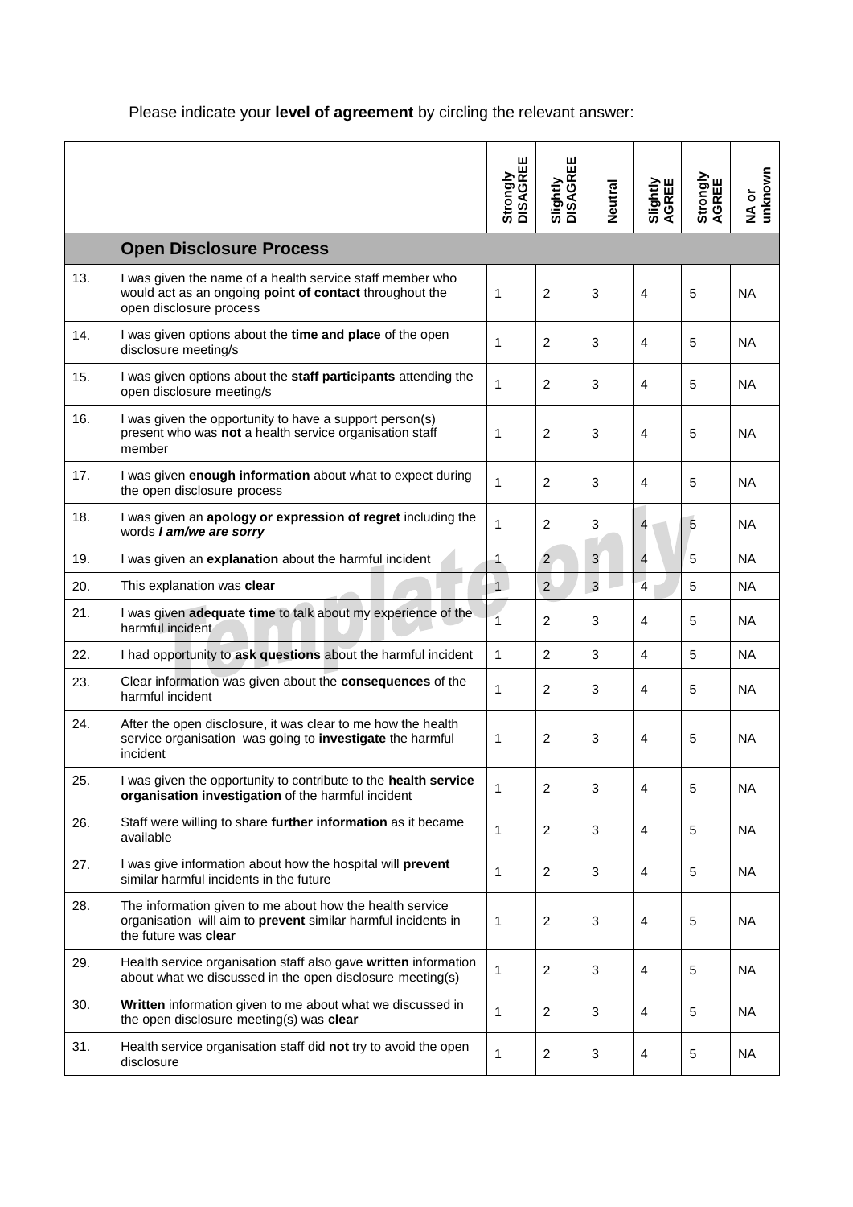Please indicate your **level of agreement** by circling the relevant answer:

| | | Strongly DISAGREE | Slightly DISAGREE | Neutral | Slightly AGREE | Strongly AGREE | NA or unknown |
|---|---|---|---|---|---|---|---|
| | **Open Disclosure Process** | | | | | | |
| 13. | I was given the name of a health service staff member who would act as an ongoing **point of contact** throughout the open disclosure process | 1 | 2 | 3 | 4 | 5 | NA |
| 14. | I was given options about the **time and place** of the open disclosure meeting/s | 1 | 2 | 3 | 4 | 5 | NA |
| 15. | I was given options about the **staff participants** attending the open disclosure meeting/s | 1 | 2 | 3 | 4 | 5 | NA |
| 16. | I was given the opportunity to have a support person(s) present who was **not** a health service organisation staff member | 1 | 2 | 3 | 4 | 5 | NA |
| 17. | I was given **enough information** about what to expect during the open disclosure process | 1 | 2 | 3 | 4 | 5 | NA |
| 18. | I was given an **apology or expression of regret** including the words ***I am/we are sorry*** | 1 | 2 | 3 | 4 | 5 | NA |
| 19. | I was given an **explanation** about the harmful incident | 1 | 2 | 3 | 4 | 5 | NA |
| 20. | This explanation was **clear** | 1 | 2 | 3 | 4 | 5 | NA |
| 21. | I was given **adequate time** to talk about my experience of the harmful incident | 1 | 2 | 3 | 4 | 5 | NA |
| 22. | I had opportunity to **ask questions** about the harmful incident | 1 | 2 | 3 | 4 | 5 | NA |
| 23. | Clear information was given about the **consequences** of the harmful incident | 1 | 2 | 3 | 4 | 5 | NA |
| 24. | After the open disclosure, it was clear to me how the health service organisation was going to **investigate** the harmful incident | 1 | 2 | 3 | 4 | 5 | NA |
| 25. | I was given the opportunity to contribute to the **health service organisation investigation** of the harmful incident | 1 | 2 | 3 | 4 | 5 | NA |
| 26. | Staff were willing to share **further information** as it became available | 1 | 2 | 3 | 4 | 5 | NA |
| 27. | I was give information about how the hospital will **prevent** similar harmful incidents in the future | 1 | 2 | 3 | 4 | 5 | NA |
| 28. | The information given to me about how the health service organisation will aim to **prevent** similar harmful incidents in the future was **clear** | 1 | 2 | 3 | 4 | 5 | NA |
| 29. | Health service organisation staff also gave **written** information about what we discussed in the open disclosure meeting(s) | 1 | 2 | 3 | 4 | 5 | NA |
| 30. | **Written** information given to me about what we discussed in the open disclosure meeting(s) was **clear** | 1 | 2 | 3 | 4 | 5 | NA |
| 31. | Health service organisation staff did **not** try to avoid the open disclosure | 1 | 2 | 3 | 4 | 5 | NA |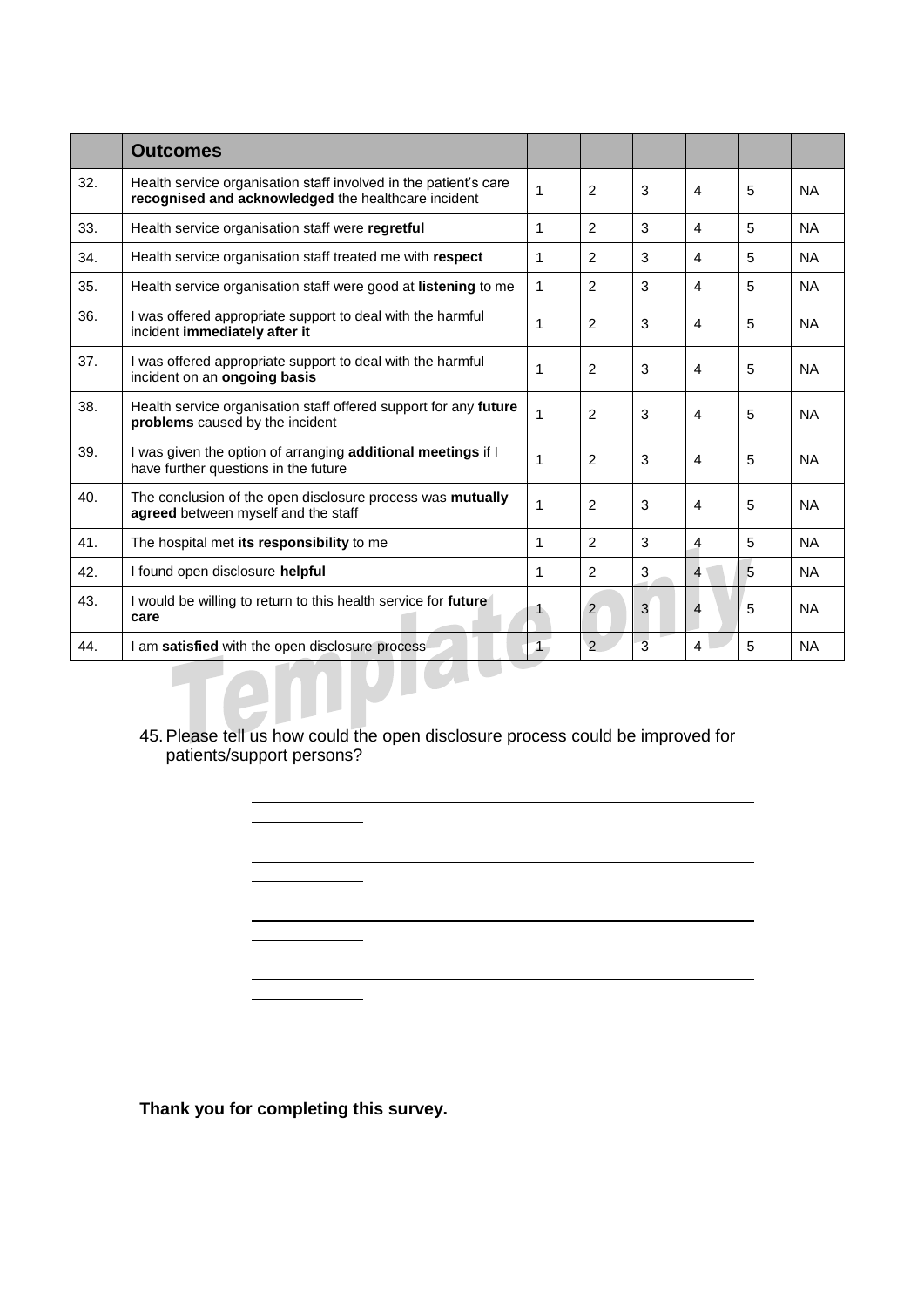| | **Outcomes** | | | | | | |
|---|---|---|---|---|---|---|---|
| 32. | Health service organisation staff involved in the patient's care **recognised and acknowledged** the healthcare incident | 1 | 2 | 3 | 4 | 5 | NA |
| 33. | Health service organisation staff were **regretful** | 1 | 2 | 3 | 4 | 5 | NA |
| 34. | Health service organisation staff treated me with **respect** | 1 | 2 | 3 | 4 | 5 | NA |
| 35. | Health service organisation staff were good at **listening** to me | 1 | 2 | 3 | 4 | 5 | NA |
| 36. | I was offered appropriate support to deal with the harmful incident **immediately after it** | 1 | 2 | 3 | 4 | 5 | NA |
| 37. | I was offered appropriate support to deal with the harmful incident on an **ongoing basis** | 1 | 2 | 3 | 4 | 5 | NA |
| 38. | Health service organisation staff offered support for any **future problems** caused by the incident | 1 | 2 | 3 | 4 | 5 | NA |
| 39. | I was given the option of arranging **additional meetings** if I have further questions in the future | 1 | 2 | 3 | 4 | 5 | NA |
| 40. | The conclusion of the open disclosure process was **mutually agreed** between myself and the staff | 1 | 2 | 3 | 4 | 5 | NA |
| 41. | The hospital met **its responsibility** to me | 1 | 2 | 3 | 4 | 5 | NA |
| 42. | I found open disclosure **helpful** | 1 | 2 | 3 | 4 | 5 | NA |
| 43. | I would be willing to return to this health service for **future care** | 1 | 2 | 3 | 4 | 5 | NA |
| 44. | I am **satisfied** with the open disclosure process | 1 | 2 | 3 | 4 | 5 | NA |

Template only

45. Please tell us how could the open disclosure process could be improved for patients/support persons?

______________________________________________

______________________________________________

______________________________________________

______________________________________________

**Thank you for completing this survey.**